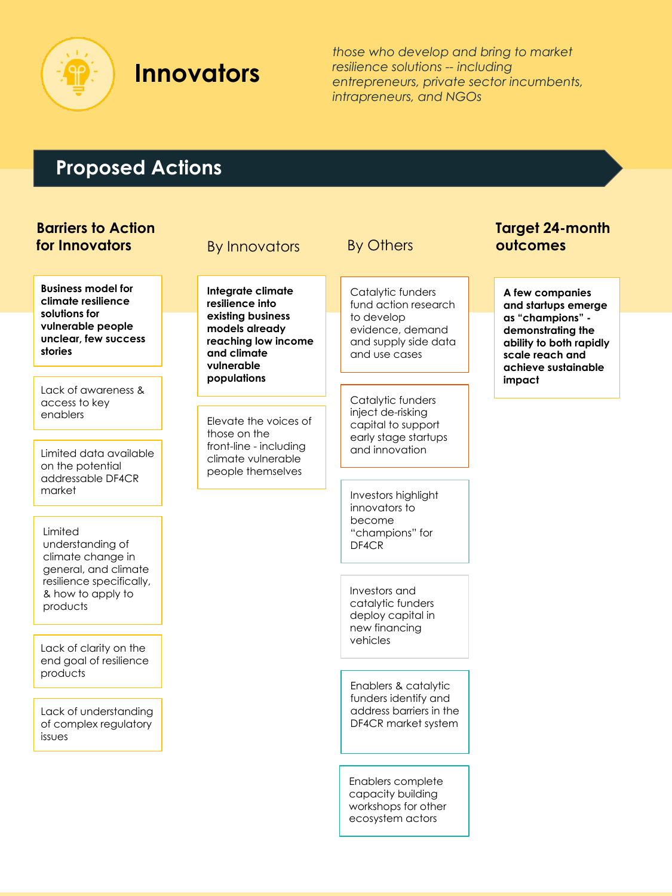# Innovators

*those who develop and bring to market resilience solutions -- including entrepreneurs, private sector incumbents, intrapreneurs, and NGOs*

## Proposed Actions

### Barriers to Action for Innovators

- **Business model for climate resilience solutions for vulnerable people unclear, few success stories**
- Lack of awareness & access to key enablers
- Limited data available on the potential addressable DF4CR market
- Limited understanding of climate change in general, and climate resilience specifically, & how to apply to products
- Lack of clarity on the end goal of resilience products
- Lack of understanding of complex regulatory issues

### By Innovators

- **Integrate climate resilience into existing business models already reaching low income and climate vulnerable populations**
- Elevate the voices of those on the front-line - including climate vulnerable people themselves

### By Others

- Catalytic funders fund action research to develop evidence, demand and supply side data and use cases
- Catalytic funders inject de-risking capital to support early stage startups and innovation
- Investors highlight innovators to become "champions" for DF4CR
- Investors and catalytic funders deploy capital in new financing vehicles
- Enablers & catalytic funders identify and address barriers in the DF4CR market system
- Enablers complete capacity building workshops for other ecosystem actors

### Target 24-month outcomes

- **A few companies and startups emerge as "champions" - demonstrating the ability to both rapidly scale reach and achieve sustainable impact**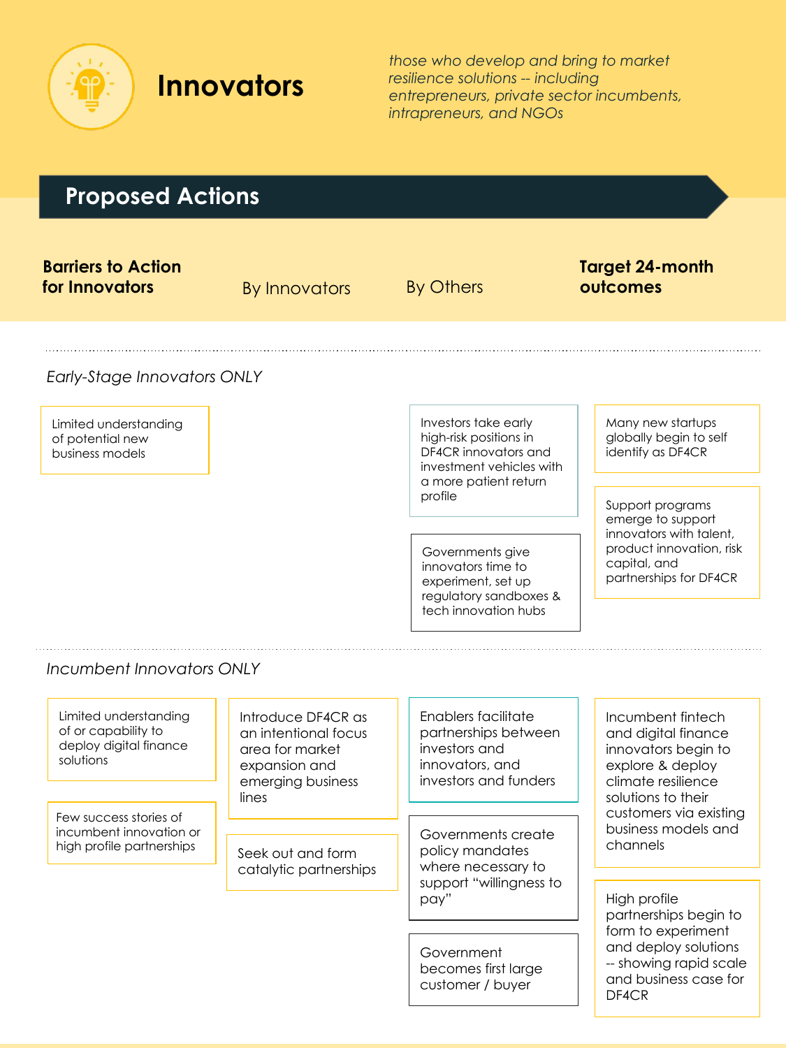# Innovators

*those who develop and bring to market resilience solutions -- including entrepreneurs, private sector incumbents, intrapreneurs, and NGOs*

## Proposed Actions

| Barriers to Action for Innovators | By Innovators | By Others | Target 24-month outcomes |
|---|---|---|---|
| ***Early-Stage Innovators ONLY*** | | | |
| Limited understanding of potential new business models | | Investors take early high-risk positions in DF4CR innovators and investment vehicles with a more patient return profile | Many new startups globally begin to self identify as DF4CR |
| | | Governments give innovators time to experiment, set up regulatory sandboxes & tech innovation hubs | Support programs emerge to support innovators with talent, product innovation, risk capital, and partnerships for DF4CR |
| ***Incumbent Innovators ONLY*** | | | |
| Limited understanding of or capability to deploy digital finance solutions | Introduce DF4CR as an intentional focus area for market expansion and emerging business lines | Enablers facilitate partnerships between investors and innovators, and investors and funders | Incumbent fintech and digital finance innovators begin to explore & deploy climate resilience solutions to their customers via existing business models and channels |
| Few success stories of incumbent innovation or high profile partnerships | Seek out and form catalytic partnerships | Governments create policy mandates where necessary to support "willingness to pay" | High profile partnerships begin to form to experiment and deploy solutions -- showing rapid scale and business case for DF4CR |
| | | Government becomes first large customer / buyer | |